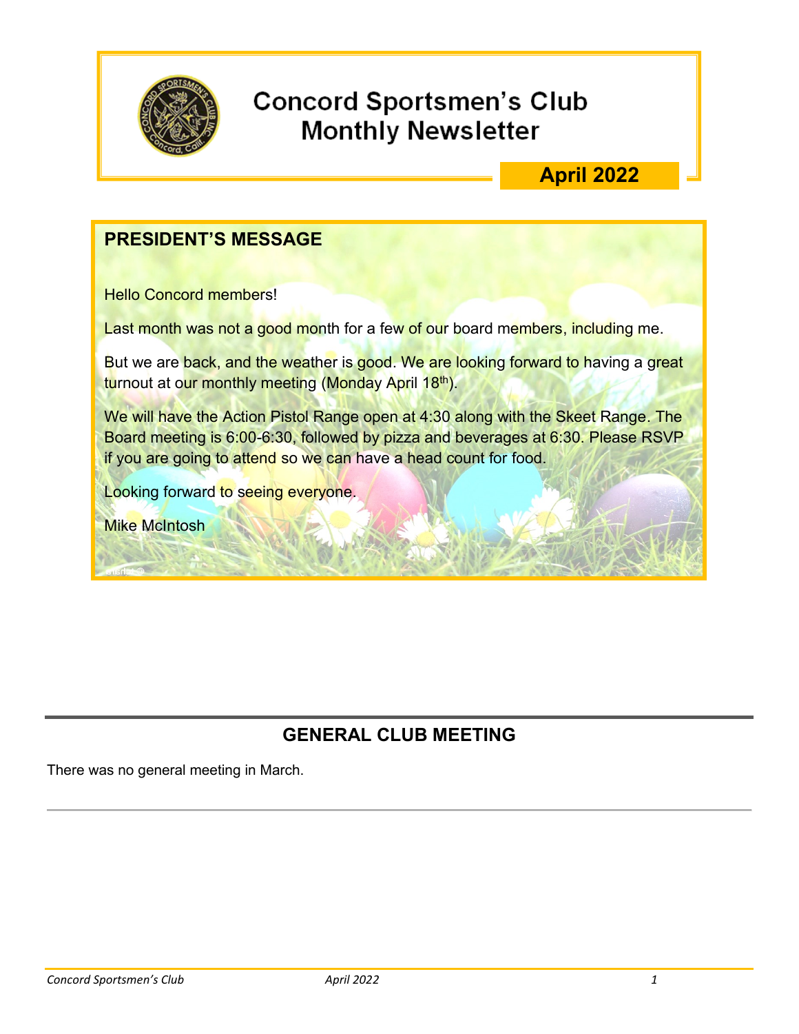# Concord Sportsmen's Club Monthly Newsletter

**April 2022**

## PRESIDENT'S MESSAGE

Hello Concord members!

Last month was not a good month for a few of our board members, including me.

But we are back, and the weather is good. We are looking forward to having a great turnout at our monthly meeting (Monday April 18th).

We will have the Action Pistol Range open at 4:30 along with the Skeet Range. The Board meeting is 6:00-6:30, followed by pizza and beverages at 6:30. Please RSVP if you are going to attend so we can have a head count for food.

Looking forward to seeing everyone.

Mike McIntosh

## GENERAL CLUB MEETING

There was no general meeting in March.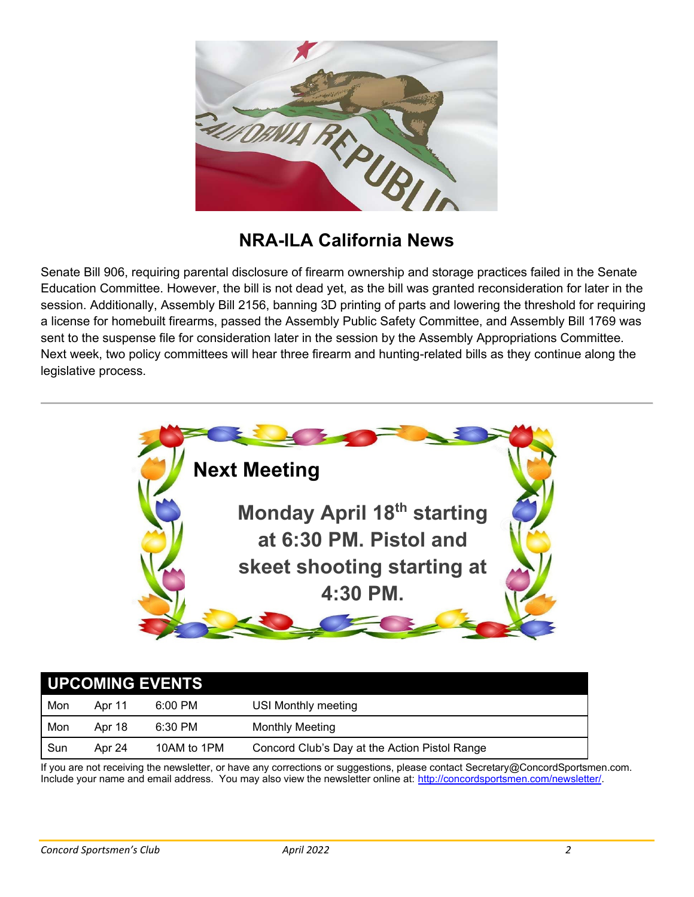## NRA-ILA California News

Senate Bill 906, requiring parental disclosure of firearm ownership and storage practices failed in the Senate Education Committee. However, the bill is not dead yet, as the bill was granted reconsideration for later in the session. Additionally, Assembly Bill 2156, banning 3D printing of parts and lowering the threshold for requiring a license for homebuilt firearms, passed the Assembly Public Safety Committee, and Assembly Bill 1769 was sent to the suspense file for consideration later in the session by the Assembly Appropriations Committee. Next week, two policy committees will hear three firearm and hunting-related bills as they continue along the legislative process.

---

## Next Meeting

**Monday April 18th starting at 6:30 PM. Pistol and skeet shooting starting at 4:30 PM.**

| UPCOMING EVENTS | | | |
|---|---|---|---|
| Mon | Apr 11 | 6:00 PM | USI Monthly meeting |
| Mon | Apr 18 | 6:30 PM | Monthly Meeting |
| Sun | Apr 24 | 10AM to 1PM | Concord Club's Day at the Action Pistol Range |

If you are not receiving the newsletter, or have any corrections or suggestions, please contact Secretary@ConcordSportsmen.com. Include your name and email address. You may also view the newsletter online at: http://concordsportsmen.com/newsletter/.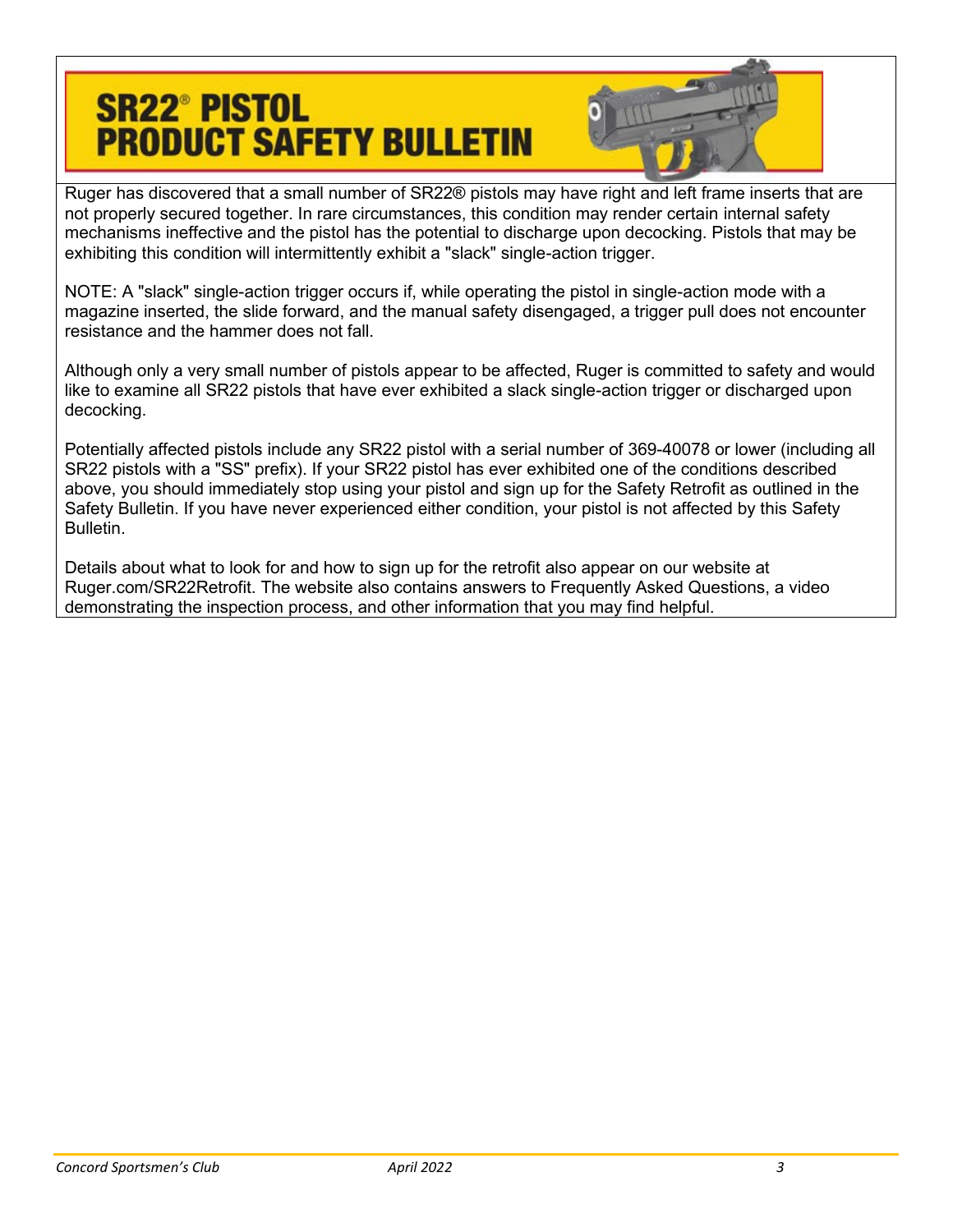# SR22® PISTOL PRODUCT SAFETY BULLETIN

Ruger has discovered that a small number of SR22® pistols may have right and left frame inserts that are not properly secured together. In rare circumstances, this condition may render certain internal safety mechanisms ineffective and the pistol has the potential to discharge upon decocking. Pistols that may be exhibiting this condition will intermittently exhibit a "slack" single-action trigger.

NOTE: A "slack" single-action trigger occurs if, while operating the pistol in single-action mode with a magazine inserted, the slide forward, and the manual safety disengaged, a trigger pull does not encounter resistance and the hammer does not fall.

Although only a very small number of pistols appear to be affected, Ruger is committed to safety and would like to examine all SR22 pistols that have ever exhibited a slack single-action trigger or discharged upon decocking.

Potentially affected pistols include any SR22 pistol with a serial number of 369-40078 or lower (including all SR22 pistols with a "SS" prefix). If your SR22 pistol has ever exhibited one of the conditions described above, you should immediately stop using your pistol and sign up for the Safety Retrofit as outlined in the Safety Bulletin. If you have never experienced either condition, your pistol is not affected by this Safety Bulletin.

Details about what to look for and how to sign up for the retrofit also appear on our website at Ruger.com/SR22Retrofit. The website also contains answers to Frequently Asked Questions, a video demonstrating the inspection process, and other information that you may find helpful.